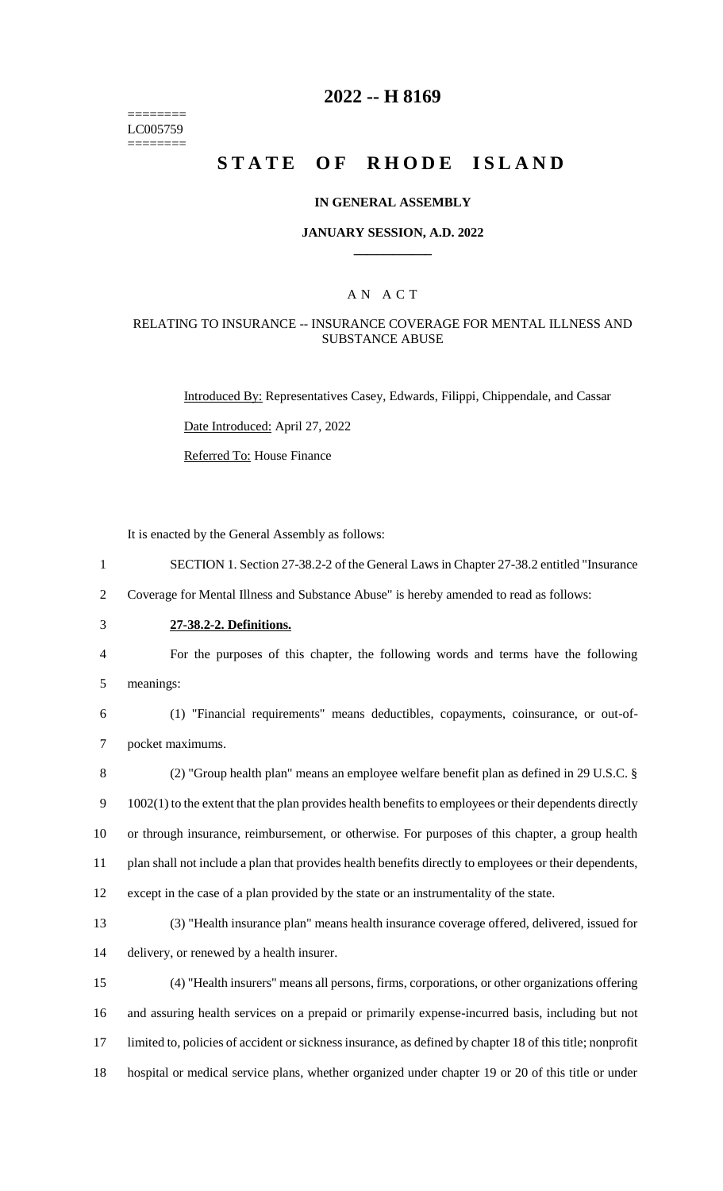========
LC005759
========

# 2022 -- H 8169

# STATE OF RHODE ISLAND

**IN GENERAL ASSEMBLY**

**JANUARY SESSION, A.D. 2022**

AN ACT

RELATING TO INSURANCE -- INSURANCE COVERAGE FOR MENTAL ILLNESS AND SUBSTANCE ABUSE

Introduced By: Representatives Casey, Edwards, Filippi, Chippendale, and Cassar

Date Introduced: April 27, 2022

Referred To: House Finance

It is enacted by the General Assembly as follows:

1 SECTION 1. Section 27-38.2-2 of the General Laws in Chapter 27-38.2 entitled "Insurance
2 Coverage for Mental Illness and Substance Abuse" is hereby amended to read as follows:

3 **27-38.2-2. Definitions.**

4 For the purposes of this chapter, the following words and terms have the following
5 meanings:

6 (1) "Financial requirements" means deductibles, copayments, coinsurance, or out-of-
7 pocket maximums.

8 (2) "Group health plan" means an employee welfare benefit plan as defined in 29 U.S.C. §
9 1002(1) to the extent that the plan provides health benefits to employees or their dependents directly
10 or through insurance, reimbursement, or otherwise. For purposes of this chapter, a group health
11 plan shall not include a plan that provides health benefits directly to employees or their dependents,
12 except in the case of a plan provided by the state or an instrumentality of the state.

13 (3) "Health insurance plan" means health insurance coverage offered, delivered, issued for
14 delivery, or renewed by a health insurer.

15 (4) "Health insurers" means all persons, firms, corporations, or other organizations offering
16 and assuring health services on a prepaid or primarily expense-incurred basis, including but not
17 limited to, policies of accident or sickness insurance, as defined by chapter 18 of this title; nonprofit
18 hospital or medical service plans, whether organized under chapter 19 or 20 of this title or under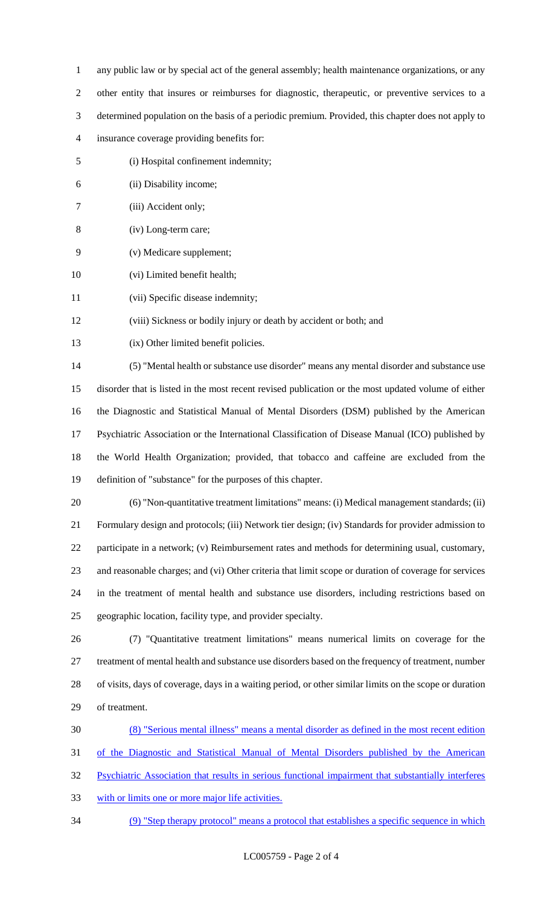any public law or by special act of the general assembly; health maintenance organizations, or any other entity that insures or reimburses for diagnostic, therapeutic, or preventive services to a determined population on the basis of a periodic premium. Provided, this chapter does not apply to insurance coverage providing benefits for:

(i) Hospital confinement indemnity;

(ii) Disability income;

(iii) Accident only;

(iv) Long-term care;

(v) Medicare supplement;

(vi) Limited benefit health;

(vii) Specific disease indemnity;

(viii) Sickness or bodily injury or death by accident or both; and

(ix) Other limited benefit policies.

(5) "Mental health or substance use disorder" means any mental disorder and substance use disorder that is listed in the most recent revised publication or the most updated volume of either the Diagnostic and Statistical Manual of Mental Disorders (DSM) published by the American Psychiatric Association or the International Classification of Disease Manual (ICO) published by the World Health Organization; provided, that tobacco and caffeine are excluded from the definition of "substance" for the purposes of this chapter.

(6) "Non-quantitative treatment limitations" means: (i) Medical management standards; (ii) Formulary design and protocols; (iii) Network tier design; (iv) Standards for provider admission to participate in a network; (v) Reimbursement rates and methods for determining usual, customary, and reasonable charges; and (vi) Other criteria that limit scope or duration of coverage for services in the treatment of mental health and substance use disorders, including restrictions based on geographic location, facility type, and provider specialty.

(7) "Quantitative treatment limitations" means numerical limits on coverage for the treatment of mental health and substance use disorders based on the frequency of treatment, number of visits, days of coverage, days in a waiting period, or other similar limits on the scope or duration of treatment.

(8) "Serious mental illness" means a mental disorder as defined in the most recent edition of the Diagnostic and Statistical Manual of Mental Disorders published by the American Psychiatric Association that results in serious functional impairment that substantially interferes with or limits one or more major life activities.

(9) "Step therapy protocol" means a protocol that establishes a specific sequence in which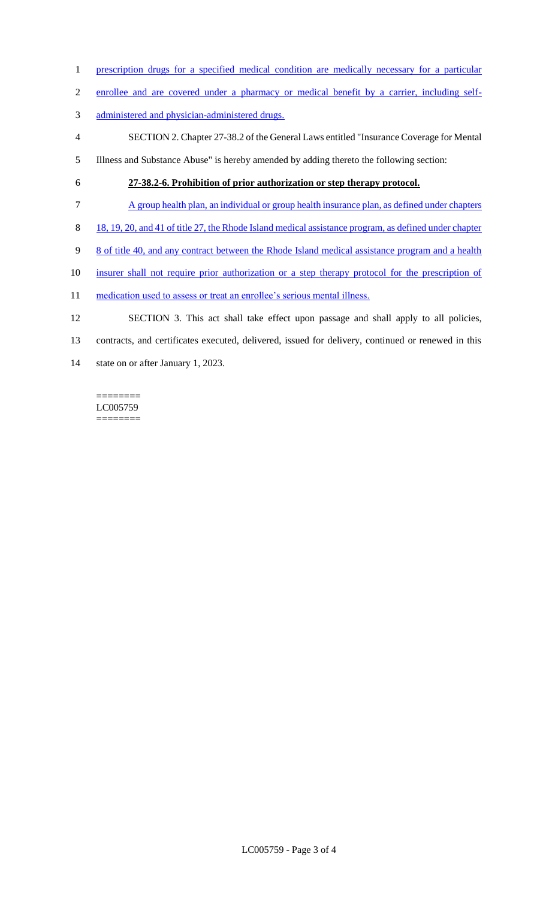prescription drugs for a specified medical condition are medically necessary for a particular enrollee and are covered under a pharmacy or medical benefit by a carrier, including self-administered and physician-administered drugs.

SECTION 2. Chapter 27-38.2 of the General Laws entitled "Insurance Coverage for Mental Illness and Substance Abuse" is hereby amended by adding thereto the following section:

**27-38.2-6. Prohibition of prior authorization or step therapy protocol.**

A group health plan, an individual or group health insurance plan, as defined under chapters 18, 19, 20, and 41 of title 27, the Rhode Island medical assistance program, as defined under chapter 8 of title 40, and any contract between the Rhode Island medical assistance program and a health insurer shall not require prior authorization or a step therapy protocol for the prescription of medication used to assess or treat an enrollee's serious mental illness.

SECTION 3. This act shall take effect upon passage and shall apply to all policies, contracts, and certificates executed, delivered, issued for delivery, continued or renewed in this state on or after January 1, 2023.

========
LC005759
========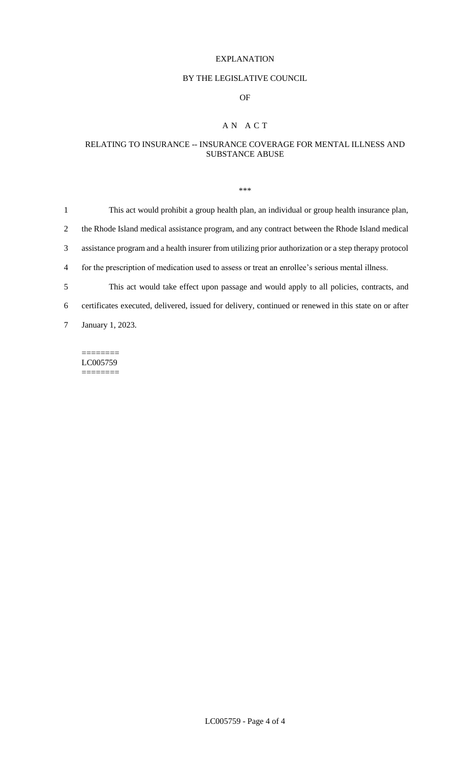EXPLANATION

BY THE LEGISLATIVE COUNCIL

OF

A N A C T

RELATING TO INSURANCE -- INSURANCE COVERAGE FOR MENTAL ILLNESS AND SUBSTANCE ABUSE

\*\*\*

This act would prohibit a group health plan, an individual or group health insurance plan, the Rhode Island medical assistance program, and any contract between the Rhode Island medical assistance program and a health insurer from utilizing prior authorization or a step therapy protocol for the prescription of medication used to assess or treat an enrollee's serious mental illness.

This act would take effect upon passage and would apply to all policies, contracts, and certificates executed, delivered, issued for delivery, continued or renewed in this state on or after January 1, 2023.

========
LC005759
========